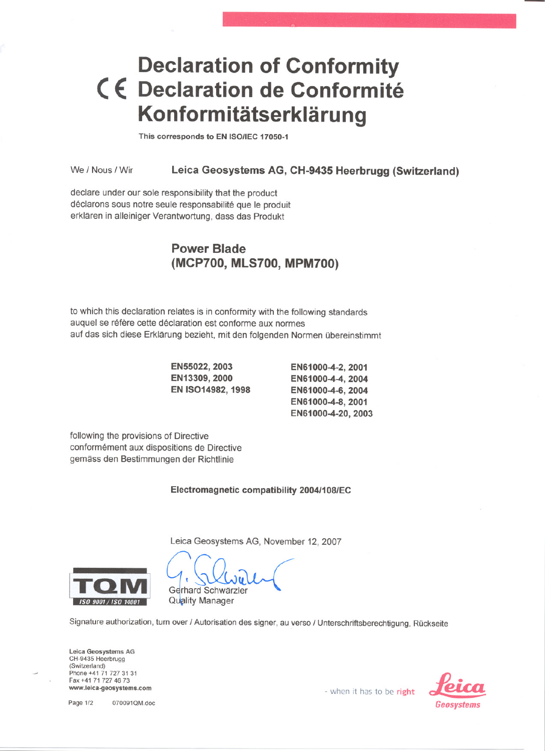# Declaration of Conformity
# CE Declaration de Conformité
# Konformitätserklärung

This corresponds to EN ISO/IEC 17050-1

We / Nous / Wir **Leica Geosystems AG, CH-9435 Heerbrugg (Switzerland)**

declare under our sole responsibility that the product
déclarons sous notre seule responsabilité que le produit
erklären in alleiniger Verantwortung, dass das Produkt

**Power Blade**
**(MCP700, MLS700, MPM700)**

to which this declaration relates is in conformity with the following standards
auquel se réfère cette déclaration est conforme aux normes
auf das sich diese Erklärung bezieht, mit den folgenden Normen übereinstimmt

**EN55022, 2003**
**EN13309, 2000**
**EN ISO14982, 1998**
**EN61000-4-2, 2001**
**EN61000-4-4, 2004**
**EN61000-4-6, 2004**
**EN61000-4-8, 2001**
**EN61000-4-20, 2003**

following the provisions of Directive
conformément aux dispositions de Directive
gemäss den Bestimmungen der Richtlinie

**Electromagnetic compatibility 2004/108/EC**

Leica Geosystems AG, November 12, 2007

TQM ISO 9001 / ISO 14001

Gerhard Schwärzler
Quality Manager

Signature authorization, turn over / Autorisation des signer, au verso / Unterschriftsberechtigung, Rückseite

**Leica Geosystems AG**
CH-9435 Heerbrugg
(Switzerland)
Phone +41 71 727 31 31
Fax +41 71 727 46 73
**www.leica-geosystems.com**

- when it has to be right

Leica Geosystems

070091QM.doc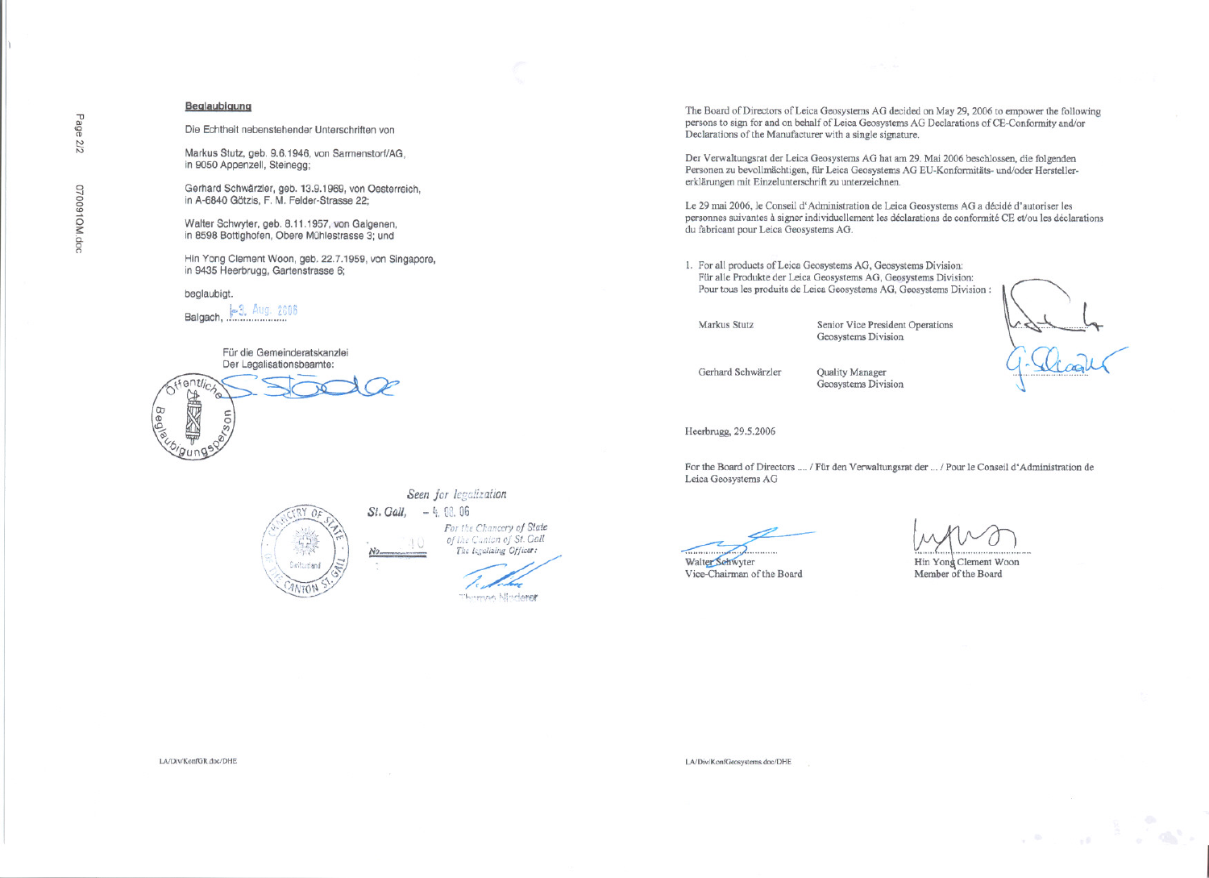**Beglaubigung**

Die Echtheit nebenstehender Unterschriften von

Markus Stutz, geb. 9.6.1946, von Sarmenstorf/AG, in 9050 Appenzell, Steinegg;

Gerhard Schwärzler, geb. 13.9.1969, von Oesterreich, in A-6840 Götzis, F. M. Felder-Strasse 22;

Walter Schwyter, geb. 8.11.1957, von Galgenen, in 8598 Bottighofen, Obere Mühlestrasse 3; und

Hin Yong Clement Woon, geb. 22.7.1959, von Singapore, in 9435 Heerbrugg, Gartenstrasse 6;

beglaubigt.

Balgach, 3. Aug. 2006

Für die Gemeinderatskanzlei
Der Legalisationsbeamte:

Öffentliche Beglaubigungsperson

Seen for legalization
St. Gall, 4. 08. 06
No. 10
For the Chancery of State of the Canton of St. Gall
The legalizing Officer:
Thomas Niederer

Chancery of State of the Canton St. Gall, Switzerland

LA/Div/KonfGR.doc/DHE

The Board of Directors of Leica Geosystems AG decided on May 29, 2006 to empower the following persons to sign for and on behalf of Leica Geosystems AG Declarations of CE-Conformity and/or Declarations of the Manufacturer with a single signature.

Der Verwaltungsrat der Leica Geosystems AG hat am 29. Mai 2006 beschlossen, die folgenden Personen zu bevollmächtigen, für Leica Geosystems AG EU-Konformitäts- und/oder Hersteller-erklärungen mit Einzelunterschrift zu unterzeichnen.

Le 29 mai 2006, le Conseil d'Administration de Leica Geosystems AG a décidé d'autoriser les personnes suivantes à signer individuellement les déclarations de conformité CE et/ou les déclarations du fabricant pour Leica Geosystems AG.

1. For all products of Leica Geosystems AG, Geosystems Division:
   Für alle Produkte der Leica Geosystems AG, Geosystems Division:
   Pour tous les produits de Leica Geosystems AG, Geosystems Division :

| | | |
|---|---|---|
| Markus Stutz | Senior Vice President Operations Geosystems Division | |
| Gerhard Schwärzler | Quality Manager Geosystems Division | |

Heerbrugg, 29.5.2006

For the Board of Directors .... / Für den Verwaltungsrat der ... / Pour le Conseil d'Administration de Leica Geosystems AG

Walter Schwyter
Vice-Chairman of the Board

Hin Yong Clement Woon
Member of the Board

LA/Div/KonfGeosystems.doc/DHE